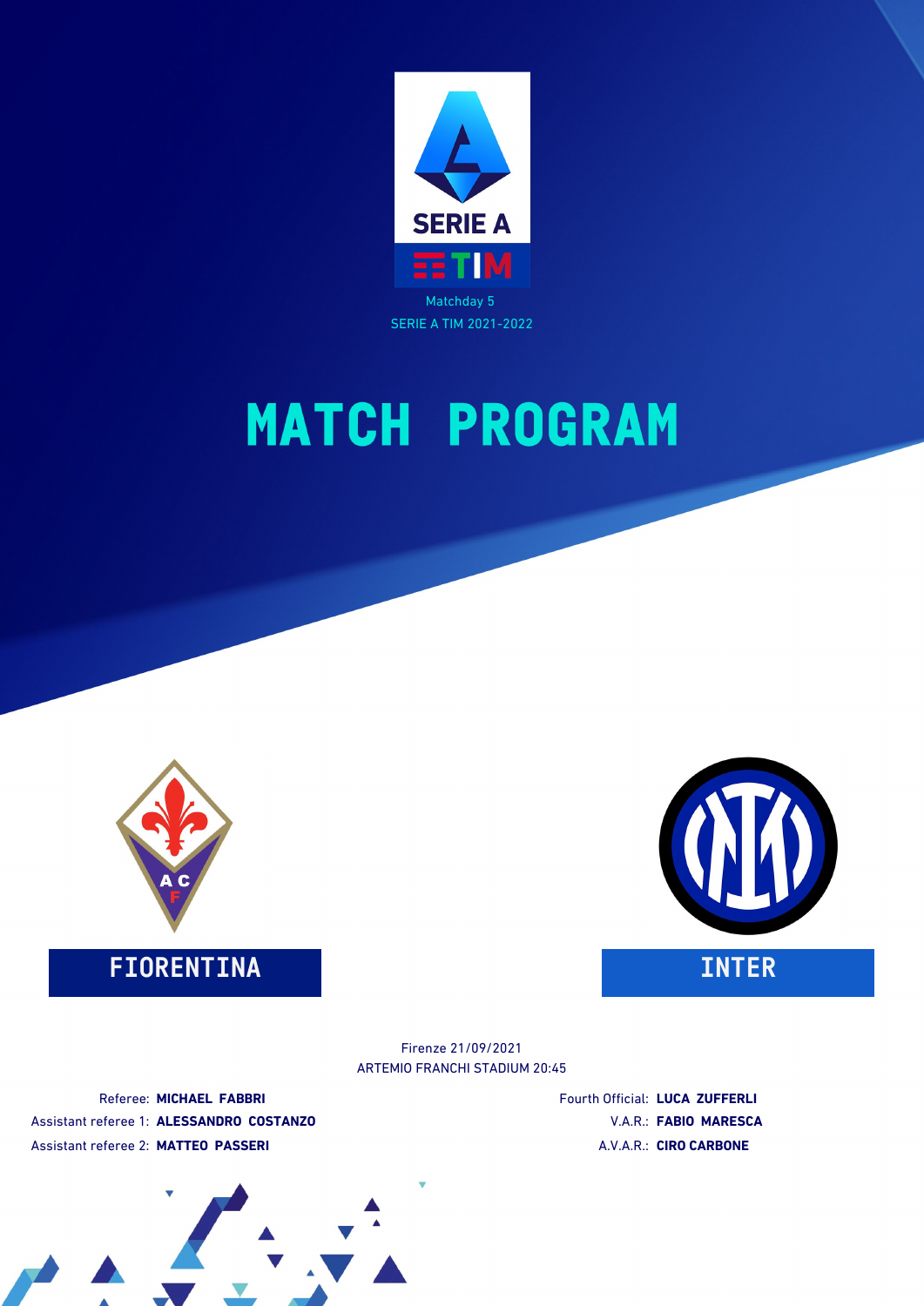Matchday 5

SERIE A TIM 2021-2022

# MATCH PROGRAM

**FIORENTINA**

**INTER**

Firenze 21/09/2021

ARTEMIO FRANCHI STADIUM 20:45

Referee: **MICHAEL FABBRI**

Assistant referee 1: **ALESSANDRO COSTANZO**

Assistant referee 2: **MATTEO PASSERI**

Fourth Official: **LUCA ZUFFERLI**

V.A.R.: **FABIO MARESCA**

A.V.A.R.: **CIRO CARBONE**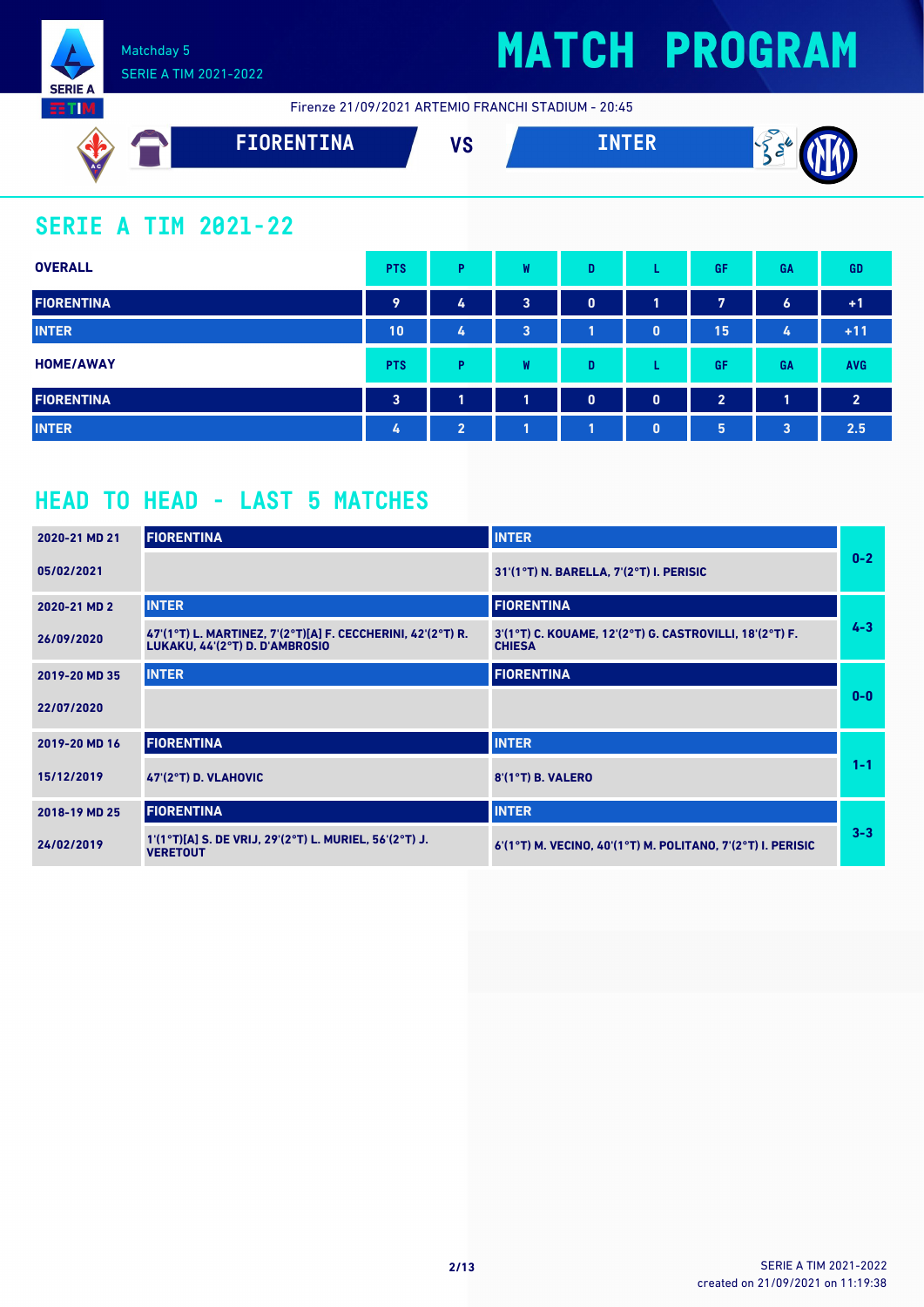Matchday 5

SERIE A TIM 2021-2022

# MATCH PROGRAM

Firenze 21/09/2021 ARTEMIO FRANCHI STADIUM - 20:45

**FIORENTINA** VS **INTER**

## SERIE A TIM 2021-22

| OVERALL | PTS | P | W | D | L | GF | GA | GD |
|---|---|---|---|---|---|---|---|---|
| FIORENTINA | 9 | 4 | 3 | 0 | 1 | 7 | 6 | +1 |
| INTER | 10 | 4 | 3 | 1 | 0 | 15 | 4 | +11 |

| HOME/AWAY | PTS | P | W | D | L | GF | GA | AVG |
|---|---|---|---|---|---|---|---|---|
| FIORENTINA | 3 | 1 | 1 | 0 | 0 | 2 | 1 | 2 |
| INTER | 4 | 2 | 1 | 1 | 0 | 5 | 3 | 2.5 |

## HEAD TO HEAD - LAST 5 MATCHES

| Match | Home | Away | Result |
|---|---|---|---|
| 2020-21 MD 21<br>05/02/2021 | FIORENTINA | INTER<br>31'(1°T) N. BARELLA, 7'(2°T) I. PERISIC | 0-2 |
| 2020-21 MD 2<br>26/09/2020 | INTER<br>47'(1°T) L. MARTINEZ, 7'(2°T)[A] F. CECCHERINI, 42'(2°T) R. LUKAKU, 44'(2°T) D. D'AMBROSIO | FIORENTINA<br>3'(1°T) C. KOUAME, 12'(2°T) G. CASTROVILLI, 18'(2°T) F. CHIESA | 4-3 |
| 2019-20 MD 35<br>22/07/2020 | INTER | FIORENTINA | 0-0 |
| 2019-20 MD 16<br>15/12/2019 | FIORENTINA<br>47'(2°T) D. VLAHOVIC | INTER<br>8'(1°T) B. VALERO | 1-1 |
| 2018-19 MD 25<br>24/02/2019 | FIORENTINA<br>1'(1°T)[A] S. DE VRIJ, 29'(2°T) L. MURIEL, 56'(2°T) J. VERETOUT | INTER<br>6'(1°T) M. VECINO, 40'(1°T) M. POLITANO, 7'(2°T) I. PERISIC | 3-3 |

SERIE A TIM 2021-2022
created on 21/09/2021 on 11:19:38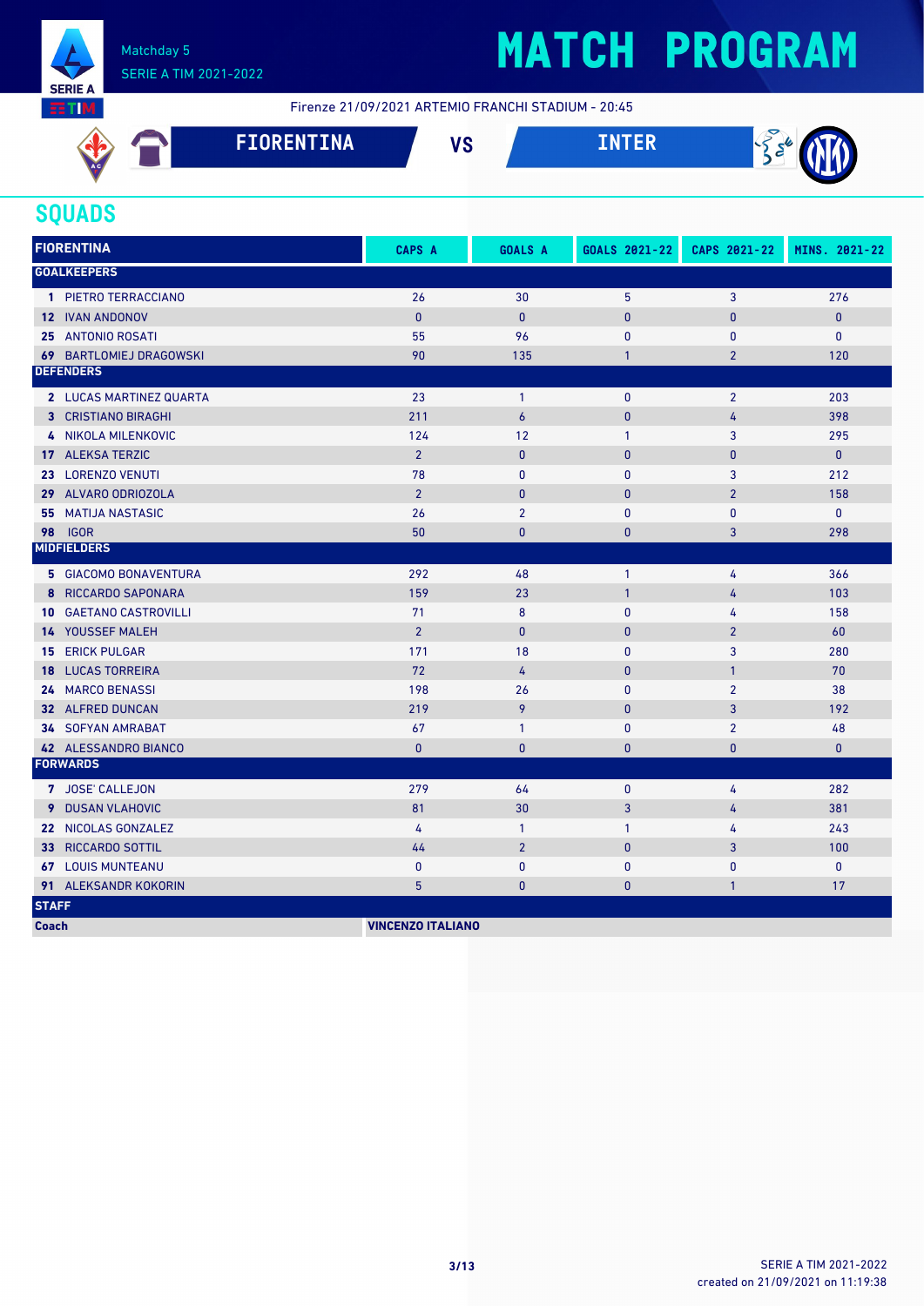Matchday 5
SERIE A TIM 2021-2022

# MATCH PROGRAM

Firenze 21/09/2021 ARTEMIO FRANCHI STADIUM - 20:45

FIORENTINA VS INTER

## SQUADS

| FIORENTINA | CAPS A | GOALS A | GOALS 2021-22 | CAPS 2021-22 | MINS. 2021-22 |
|---|---|---|---|---|---|
| **GOALKEEPERS** | | | | | |
| 1 PIETRO TERRACCIANO | 26 | 30 | 5 | 3 | 276 |
| 12 IVAN ANDONOV | 0 | 0 | 0 | 0 | 0 |
| 25 ANTONIO ROSATI | 55 | 96 | 0 | 0 | 0 |
| 69 BARTLOMIEJ DRAGOWSKI | 90 | 135 | 1 | 2 | 120 |
| **DEFENDERS** | | | | | |
| 2 LUCAS MARTINEZ QUARTA | 23 | 1 | 0 | 2 | 203 |
| 3 CRISTIANO BIRAGHI | 211 | 6 | 0 | 4 | 398 |
| 4 NIKOLA MILENKOVIC | 124 | 12 | 1 | 3 | 295 |
| 17 ALEKSA TERZIC | 2 | 0 | 0 | 0 | 0 |
| 23 LORENZO VENUTI | 78 | 0 | 0 | 3 | 212 |
| 29 ALVARO ODRIOZOLA | 2 | 0 | 0 | 2 | 158 |
| 55 MATIJA NASTASIC | 26 | 2 | 0 | 0 | 0 |
| 98 IGOR | 50 | 0 | 0 | 3 | 298 |
| **MIDFIELDERS** | | | | | |
| 5 GIACOMO BONAVENTURA | 292 | 48 | 1 | 4 | 366 |
| 8 RICCARDO SAPONARA | 159 | 23 | 1 | 4 | 103 |
| 10 GAETANO CASTROVILLI | 71 | 8 | 0 | 4 | 158 |
| 14 YOUSSEF MALEH | 2 | 0 | 0 | 2 | 60 |
| 15 ERICK PULGAR | 171 | 18 | 0 | 3 | 280 |
| 18 LUCAS TORREIRA | 72 | 4 | 0 | 1 | 70 |
| 24 MARCO BENASSI | 198 | 26 | 0 | 2 | 38 |
| 32 ALFRED DUNCAN | 219 | 9 | 0 | 3 | 192 |
| 34 SOFYAN AMRABAT | 67 | 1 | 0 | 2 | 48 |
| 42 ALESSANDRO BIANCO | 0 | 0 | 0 | 0 | 0 |
| **FORWARDS** | | | | | |
| 7 JOSE' CALLEJON | 279 | 64 | 0 | 4 | 282 |
| 9 DUSAN VLAHOVIC | 81 | 30 | 3 | 4 | 381 |
| 22 NICOLAS GONZALEZ | 4 | 1 | 1 | 4 | 243 |
| 33 RICCARDO SOTTIL | 44 | 2 | 0 | 3 | 100 |
| 67 LOUIS MUNTEANU | 0 | 0 | 0 | 0 | 0 |
| 91 ALEKSANDR KOKORIN | 5 | 0 | 0 | 1 | 17 |
| **STAFF** | | | | | |
| Coach | VINCENZO ITALIANO | | | | |

SERIE A TIM 2021-2022
created on 21/09/2021 on 11:19:38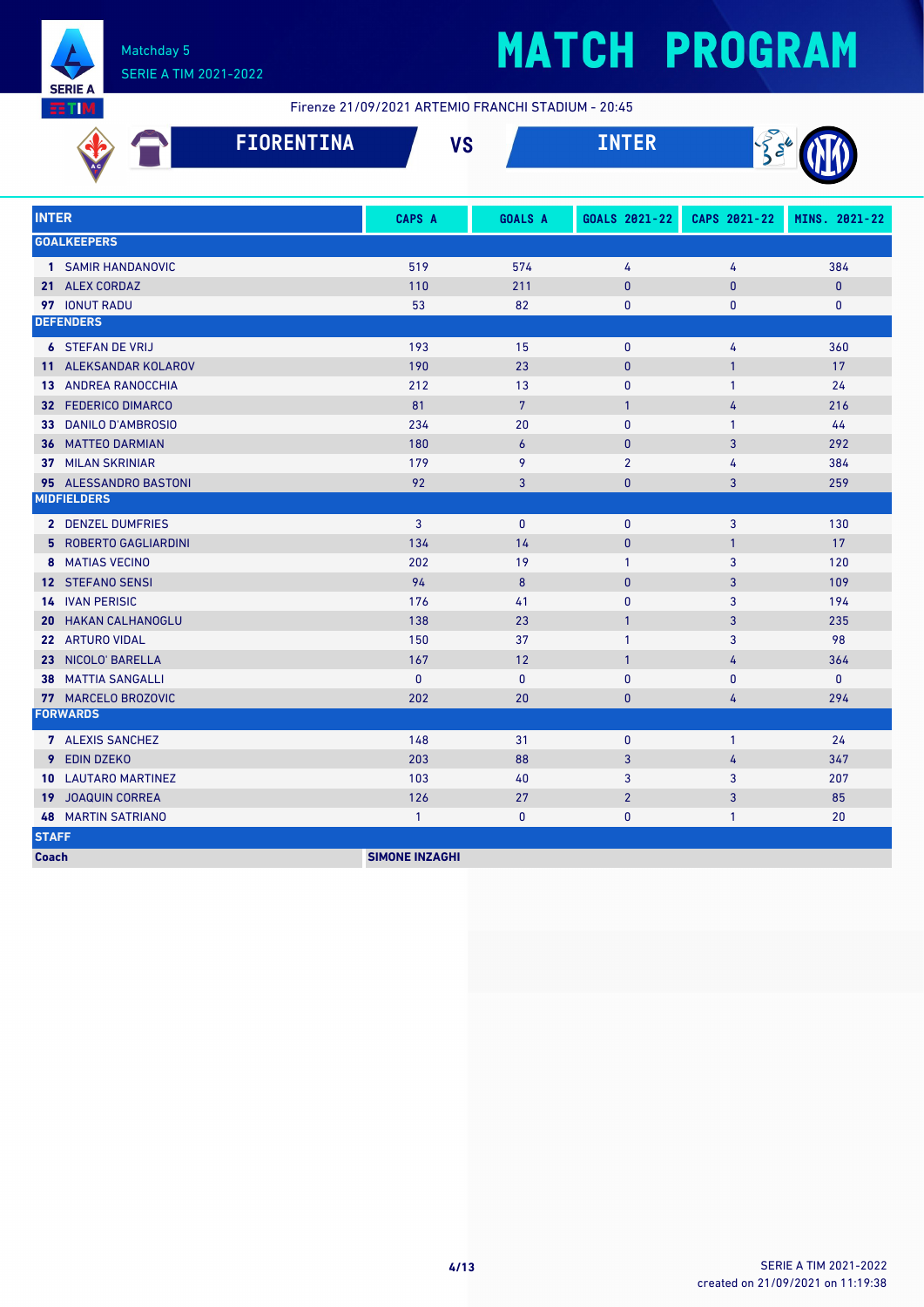# MATCH PROGRAM

Matchday 5
SERIE A TIM 2021-2022

Firenze 21/09/2021 ARTEMIO FRANCHI STADIUM - 20:45

## FIORENTINA VS INTER

| INTER | CAPS A | GOALS A | GOALS 2021-22 | CAPS 2021-22 | MINS. 2021-22 |
|---|---|---|---|---|---|
| **GOALKEEPERS** | | | | | |
| 1 SAMIR HANDANOVIC | 519 | 574 | 4 | 4 | 384 |
| 21 ALEX CORDAZ | 110 | 211 | 0 | 0 | 0 |
| 97 IONUT RADU | 53 | 82 | 0 | 0 | 0 |
| **DEFENDERS** | | | | | |
| 6 STEFAN DE VRIJ | 193 | 15 | 0 | 4 | 360 |
| 11 ALEKSANDAR KOLAROV | 190 | 23 | 0 | 1 | 17 |
| 13 ANDREA RANOCCHIA | 212 | 13 | 0 | 1 | 24 |
| 32 FEDERICO DIMARCO | 81 | 7 | 1 | 4 | 216 |
| 33 DANILO D'AMBROSIO | 234 | 20 | 0 | 1 | 44 |
| 36 MATTEO DARMIAN | 180 | 6 | 0 | 3 | 292 |
| 37 MILAN SKRINIAR | 179 | 9 | 2 | 4 | 384 |
| 95 ALESSANDRO BASTONI | 92 | 3 | 0 | 3 | 259 |
| **MIDFIELDERS** | | | | | |
| 2 DENZEL DUMFRIES | 3 | 0 | 0 | 3 | 130 |
| 5 ROBERTO GAGLIARDINI | 134 | 14 | 0 | 1 | 17 |
| 8 MATIAS VECINO | 202 | 19 | 1 | 3 | 120 |
| 12 STEFANO SENSI | 94 | 8 | 0 | 3 | 109 |
| 14 IVAN PERISIC | 176 | 41 | 0 | 3 | 194 |
| 20 HAKAN CALHANOGLU | 138 | 23 | 1 | 3 | 235 |
| 22 ARTURO VIDAL | 150 | 37 | 1 | 3 | 98 |
| 23 NICOLO' BARELLA | 167 | 12 | 1 | 4 | 364 |
| 38 MATTIA SANGALLI | 0 | 0 | 0 | 0 | 0 |
| 77 MARCELO BROZOVIC | 202 | 20 | 0 | 4 | 294 |
| **FORWARDS** | | | | | |
| 7 ALEXIS SANCHEZ | 148 | 31 | 0 | 1 | 24 |
| 9 EDIN DZEKO | 203 | 88 | 3 | 4 | 347 |
| 10 LAUTARO MARTINEZ | 103 | 40 | 3 | 3 | 207 |
| 19 JOAQUIN CORREA | 126 | 27 | 2 | 3 | 85 |
| 48 MARTIN SATRIANO | 1 | 0 | 0 | 1 | 20 |
| **STAFF** | | | | | |
| **Coach** | **SIMONE INZAGHI** | | | | |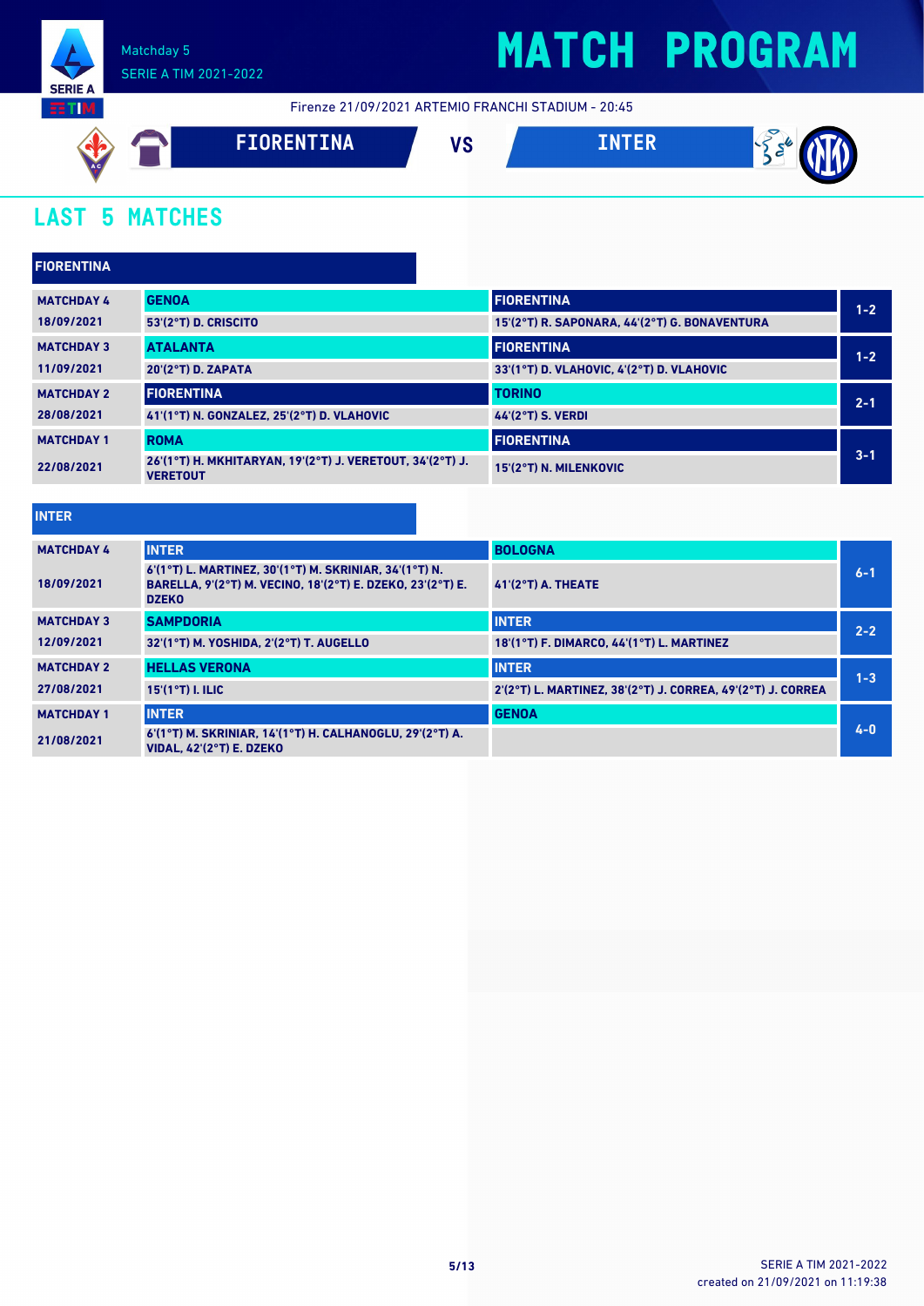Matchday 5
SERIE A TIM 2021-2022

# MATCH PROGRAM

Firenze 21/09/2021 ARTEMIO FRANCHI STADIUM - 20:45

**FIORENTINA** VS **INTER**

## LAST 5 MATCHES

### FIORENTINA

| Matchday | Home | Away | Score |
|---|---|---|---|
| MATCHDAY 4<br>18/09/2021 | GENOA<br>53'(2°T) D. CRISCITO | FIORENTINA<br>15'(2°T) R. SAPONARA, 44'(2°T) G. BONAVENTURA | 1-2 |
| MATCHDAY 3<br>11/09/2021 | ATALANTA<br>20'(2°T) D. ZAPATA | FIORENTINA<br>33'(1°T) D. VLAHOVIC, 4'(2°T) D. VLAHOVIC | 1-2 |
| MATCHDAY 2<br>28/08/2021 | FIORENTINA<br>41'(1°T) N. GONZALEZ, 25'(2°T) D. VLAHOVIC | TORINO<br>44'(2°T) S. VERDI | 2-1 |
| MATCHDAY 1<br>22/08/2021 | ROMA<br>26'(1°T) H. MKHITARYAN, 19'(2°T) J. VERETOUT, 34'(2°T) J. VERETOUT | FIORENTINA<br>15'(2°T) N. MILENKOVIC | 3-1 |

### INTER

| Matchday | Home | Away | Score |
|---|---|---|---|
| MATCHDAY 4<br>18/09/2021 | INTER<br>6'(1°T) L. MARTINEZ, 30'(1°T) M. SKRINIAR, 34'(1°T) N. BARELLA, 9'(2°T) M. VECINO, 18'(2°T) E. DZEKO, 23'(2°T) E. DZEKO | BOLOGNA<br>41'(2°T) A. THEATE | 6-1 |
| MATCHDAY 3<br>12/09/2021 | SAMPDORIA<br>32'(1°T) M. YOSHIDA, 2'(2°T) T. AUGELLO | INTER<br>18'(1°T) F. DIMARCO, 44'(1°T) L. MARTINEZ | 2-2 |
| MATCHDAY 2<br>27/08/2021 | HELLAS VERONA<br>15'(1°T) I. ILIC | INTER<br>2'(2°T) L. MARTINEZ, 38'(2°T) J. CORREA, 49'(2°T) J. CORREA | 1-3 |
| MATCHDAY 1<br>21/08/2021 | INTER<br>6'(1°T) M. SKRINIAR, 14'(1°T) H. CALHANOGLU, 29'(2°T) A. VIDAL, 42'(2°T) E. DZEKO | GENOA | 4-0 |

created on 21/09/2021 on 11:19:38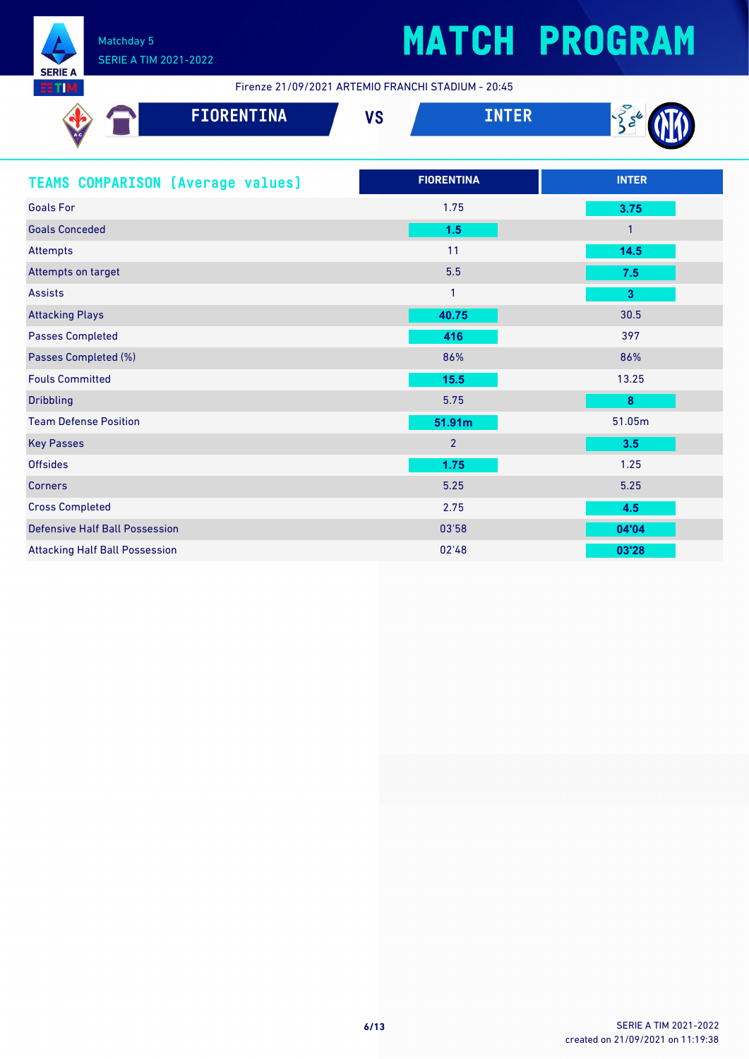# MATCH PROGRAM

Matchday 5
SERIE A TIM 2021-2022

Firenze 21/09/2021 ARTEMIO FRANCHI STADIUM - 20:45

**FIORENTINA** VS **INTER**

## TEAMS COMPARISON [Average values]

| | FIORENTINA | INTER |
|---|---|---|
| Goals For | 1.75 | **3.75** |
| Goals Conceded | **1.5** | 1 |
| Attempts | 11 | **14.5** |
| Attempts on target | 5.5 | **7.5** |
| Assists | 1 | **3** |
| Attacking Plays | **40.75** | 30.5 |
| Passes Completed | **416** | 397 |
| Passes Completed (%) | 86% | 86% |
| Fouls Committed | **15.5** | 13.25 |
| Dribbling | 5.75 | **8** |
| Team Defense Position | **51.91m** | 51.05m |
| Key Passes | 2 | **3.5** |
| Offsides | **1.75** | 1.25 |
| Corners | 5.25 | 5.25 |
| Cross Completed | 2.75 | **4.5** |
| Defensive Half Ball Possession | 03'58 | **04'04** |
| Attacking Half Ball Possession | 02'48 | **03'28** |

SERIE A TIM 2021-2022
created on 21/09/2021 on 11:19:38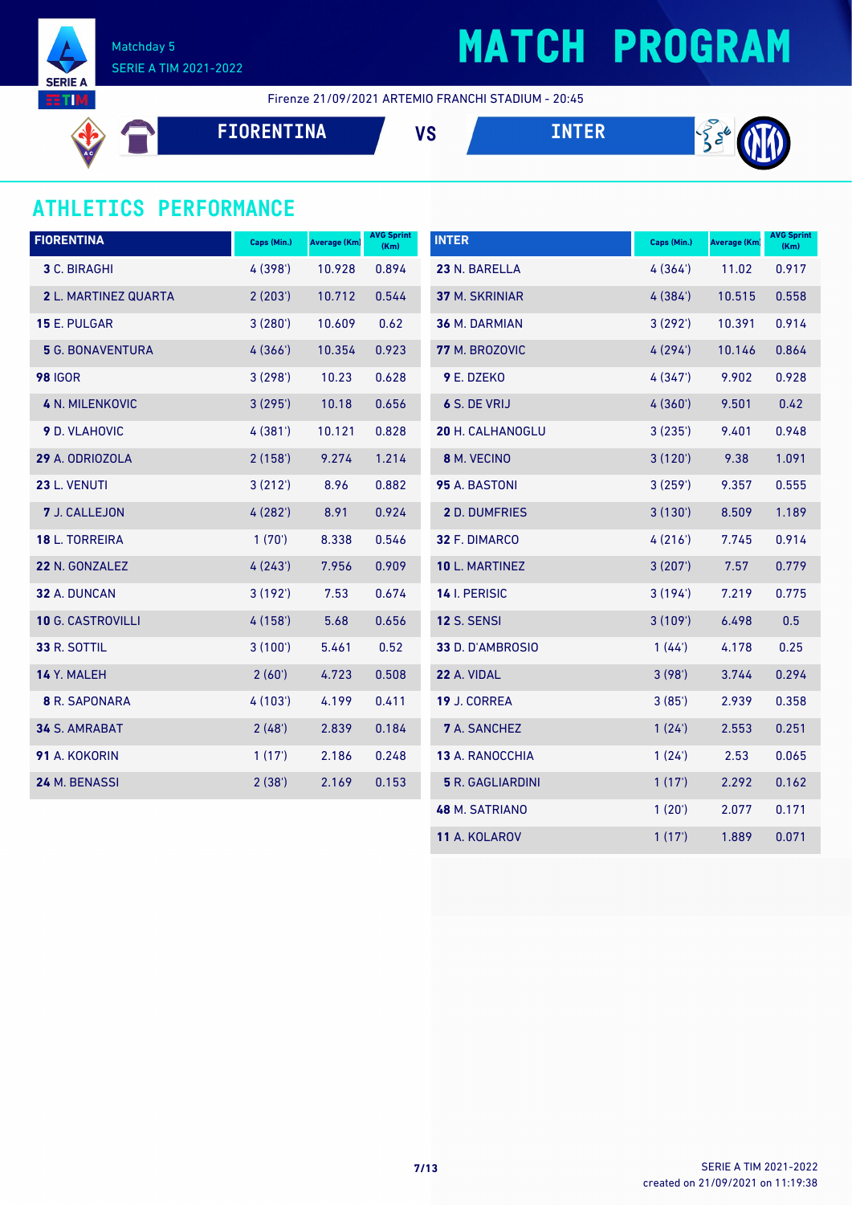Matchday 5
SERIE A TIM 2021-2022

# MATCH PROGRAM

Firenze 21/09/2021 ARTEMIO FRANCHI STADIUM - 20:45

**FIORENTINA** VS **INTER**

## ATHLETICS PERFORMANCE

| FIORENTINA | Caps (Min.) | Average (Km) | AVG Sprint (Km) |
|---|---|---|---|
| **3** C. BIRAGHI | 4 (398') | 10.928 | 0.894 |
| **2** L. MARTINEZ QUARTA | 2 (203') | 10.712 | 0.544 |
| **15** E. PULGAR | 3 (280') | 10.609 | 0.62 |
| **5** G. BONAVENTURA | 4 (366') | 10.354 | 0.923 |
| **98** IGOR | 3 (298') | 10.23 | 0.628 |
| **4** N. MILENKOVIC | 3 (295') | 10.18 | 0.656 |
| **9** D. VLAHOVIC | 4 (381') | 10.121 | 0.828 |
| **29** A. ODRIOZOLA | 2 (158') | 9.274 | 1.214 |
| **23** L. VENUTI | 3 (212') | 8.96 | 0.882 |
| **7** J. CALLEJON | 4 (282') | 8.91 | 0.924 |
| **18** L. TORREIRA | 1 (70') | 8.338 | 0.546 |
| **22** N. GONZALEZ | 4 (243') | 7.956 | 0.909 |
| **32** A. DUNCAN | 3 (192') | 7.53 | 0.674 |
| **10** G. CASTROVILLI | 4 (158') | 5.68 | 0.656 |
| **33** R. SOTTIL | 3 (100') | 5.461 | 0.52 |
| **14** Y. MALEH | 2 (60') | 4.723 | 0.508 |
| **8** R. SAPONARA | 4 (103') | 4.199 | 0.411 |
| **34** S. AMRABAT | 2 (48') | 2.839 | 0.184 |
| **91** A. KOKORIN | 1 (17') | 2.186 | 0.248 |
| **24** M. BENASSI | 2 (38') | 2.169 | 0.153 |

| INTER | Caps (Min.) | Average (Km) | AVG Sprint (Km) |
|---|---|---|---|
| **23** N. BARELLA | 4 (364') | 11.02 | 0.917 |
| **37** M. SKRINIAR | 4 (384') | 10.515 | 0.558 |
| **36** M. DARMIAN | 3 (292') | 10.391 | 0.914 |
| **77** M. BROZOVIC | 4 (294') | 10.146 | 0.864 |
| **9** E. DZEKO | 4 (347') | 9.902 | 0.928 |
| **6** S. DE VRIJ | 4 (360') | 9.501 | 0.42 |
| **20** H. CALHANOGLU | 3 (235') | 9.401 | 0.948 |
| **8** M. VECINO | 3 (120') | 9.38 | 1.091 |
| **95** A. BASTONI | 3 (259') | 9.357 | 0.555 |
| **2** D. DUMFRIES | 3 (130') | 8.509 | 1.189 |
| **32** F. DIMARCO | 4 (216') | 7.745 | 0.914 |
| **10** L. MARTINEZ | 3 (207') | 7.57 | 0.779 |
| **14** I. PERISIC | 3 (194') | 7.219 | 0.775 |
| **12** S. SENSI | 3 (109') | 6.498 | 0.5 |
| **33** D. D'AMBROSIO | 1 (44') | 4.178 | 0.25 |
| **22** A. VIDAL | 3 (98') | 3.744 | 0.294 |
| **19** J. CORREA | 3 (85') | 2.939 | 0.358 |
| **7** A. SANCHEZ | 1 (24') | 2.553 | 0.251 |
| **13** A. RANOCCHIA | 1 (24') | 2.53 | 0.065 |
| **5** R. GAGLIARDINI | 1 (17') | 2.292 | 0.162 |
| **48** M. SATRIANO | 1 (20') | 2.077 | 0.171 |
| **11** A. KOLAROV | 1 (17') | 1.889 | 0.071 |

SERIE A TIM 2021-2022
created on 21/09/2021 on 11:19:38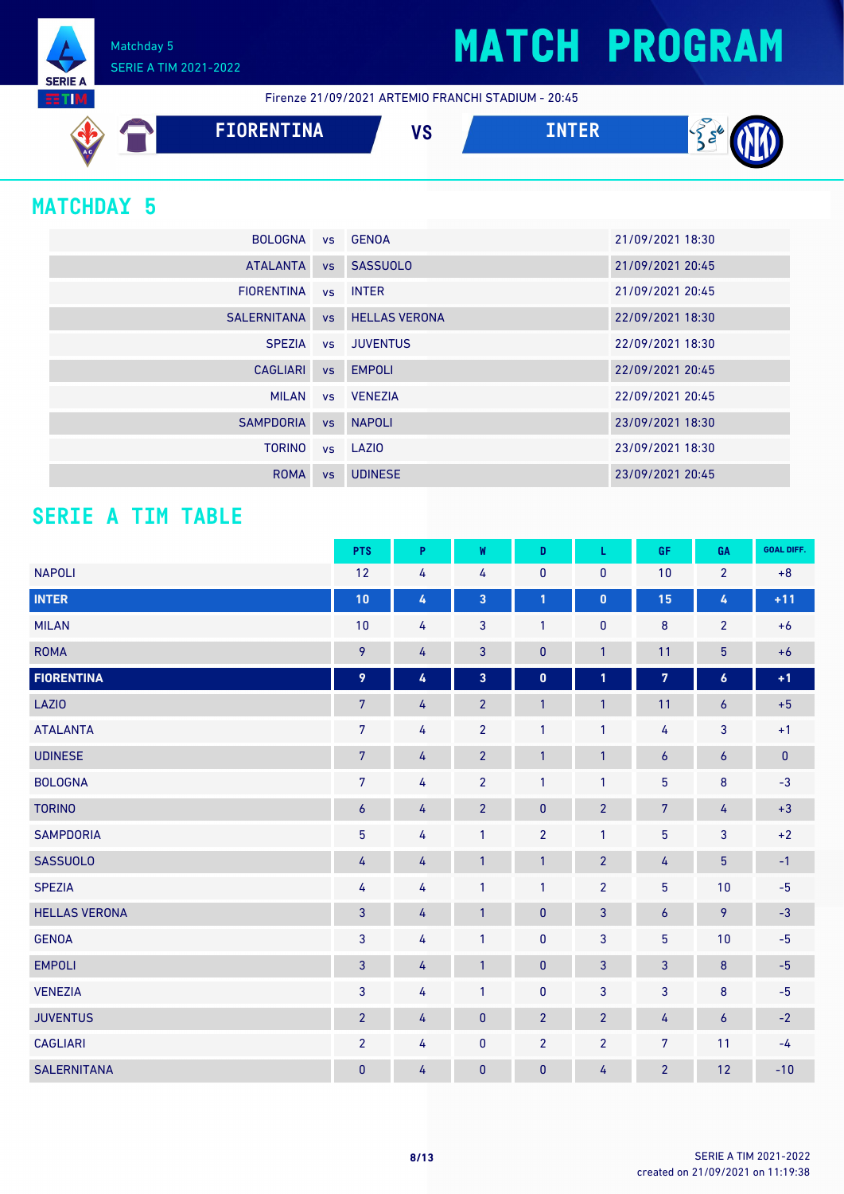Matchday 5
SERIE A TIM 2021-2022

# MATCH PROGRAM

Firenze 21/09/2021 ARTEMIO FRANCHI STADIUM - 20:45

**FIORENTINA** VS **INTER**

## MATCHDAY 5

| | | | |
|---|---|---|---|
| BOLOGNA | vs | GENOA | 21/09/2021 18:30 |
| ATALANTA | vs | SASSUOLO | 21/09/2021 20:45 |
| FIORENTINA | vs | INTER | 21/09/2021 20:45 |
| SALERNITANA | vs | HELLAS VERONA | 22/09/2021 18:30 |
| SPEZIA | vs | JUVENTUS | 22/09/2021 18:30 |
| CAGLIARI | vs | EMPOLI | 22/09/2021 20:45 |
| MILAN | vs | VENEZIA | 22/09/2021 20:45 |
| SAMPDORIA | vs | NAPOLI | 23/09/2021 18:30 |
| TORINO | vs | LAZIO | 23/09/2021 18:30 |
| ROMA | vs | UDINESE | 23/09/2021 20:45 |

## SERIE A TIM TABLE

| | PTS | P | W | D | L | GF | GA | GOAL DIFF. |
|---|---|---|---|---|---|---|---|---|
| NAPOLI | 12 | 4 | 4 | 0 | 0 | 10 | 2 | +8 |
| **INTER** | **10** | **4** | **3** | **1** | **0** | **15** | **4** | **+11** |
| MILAN | 10 | 4 | 3 | 1 | 0 | 8 | 2 | +6 |
| ROMA | 9 | 4 | 3 | 0 | 1 | 11 | 5 | +6 |
| **FIORENTINA** | **9** | **4** | **3** | **0** | **1** | **7** | **6** | **+1** |
| LAZIO | 7 | 4 | 2 | 1 | 1 | 11 | 6 | +5 |
| ATALANTA | 7 | 4 | 2 | 1 | 1 | 4 | 3 | +1 |
| UDINESE | 7 | 4 | 2 | 1 | 1 | 6 | 6 | 0 |
| BOLOGNA | 7 | 4 | 2 | 1 | 1 | 5 | 8 | -3 |
| TORINO | 6 | 4 | 2 | 0 | 2 | 7 | 4 | +3 |
| SAMPDORIA | 5 | 4 | 1 | 2 | 1 | 5 | 3 | +2 |
| SASSUOLO | 4 | 4 | 1 | 1 | 2 | 4 | 5 | -1 |
| SPEZIA | 4 | 4 | 1 | 1 | 2 | 5 | 10 | -5 |
| HELLAS VERONA | 3 | 4 | 1 | 0 | 3 | 6 | 9 | -3 |
| GENOA | 3 | 4 | 1 | 0 | 3 | 5 | 10 | -5 |
| EMPOLI | 3 | 4 | 1 | 0 | 3 | 3 | 8 | -5 |
| VENEZIA | 3 | 4 | 1 | 0 | 3 | 3 | 8 | -5 |
| JUVENTUS | 2 | 4 | 0 | 2 | 2 | 4 | 6 | -2 |
| CAGLIARI | 2 | 4 | 0 | 2 | 2 | 7 | 11 | -4 |
| SALERNITANA | 0 | 4 | 0 | 0 | 4 | 2 | 12 | -10 |

SERIE A TIM 2021-2022
created on 21/09/2021 on 11:19:38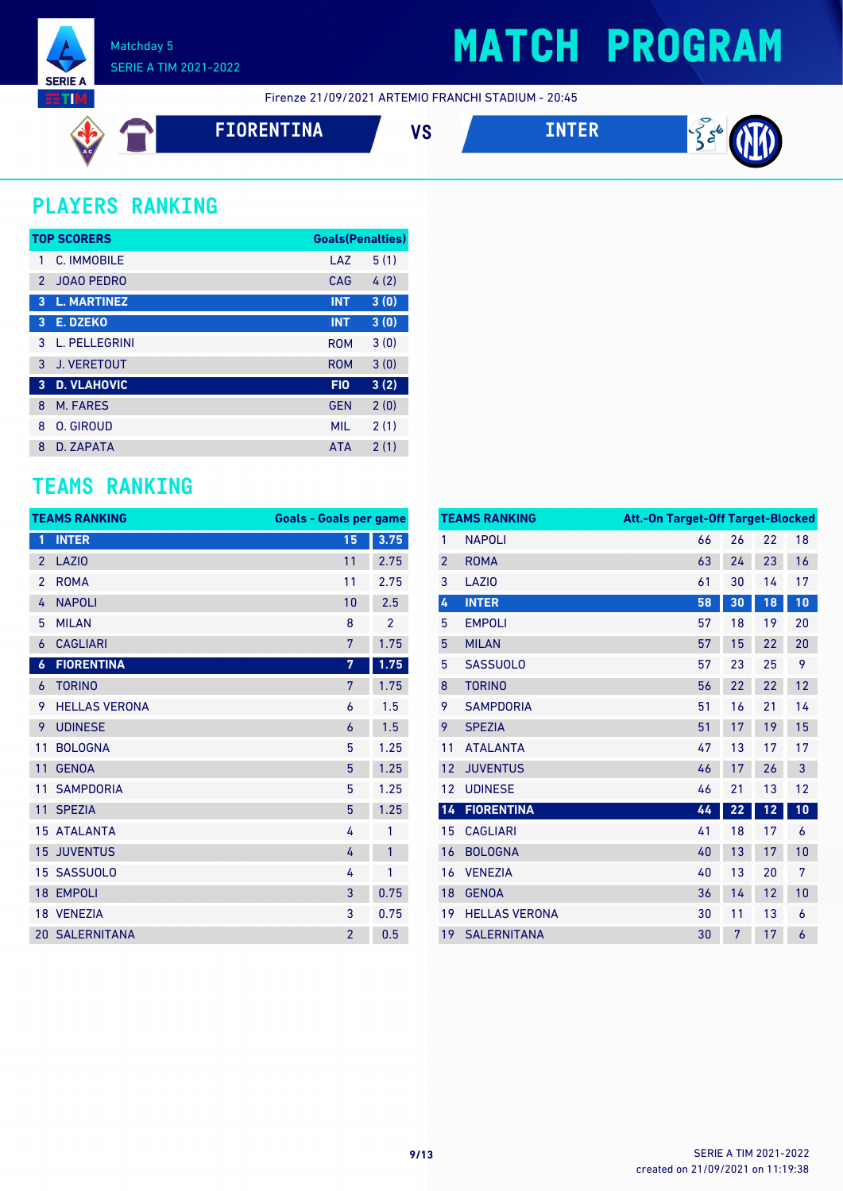Matchday 5
SERIE A TIM 2021-2022

# MATCH PROGRAM

Firenze 21/09/2021 ARTEMIO FRANCHI STADIUM - 20:45

**FIORENTINA** VS **INTER**

## PLAYERS RANKING

| TOP SCORERS | | | Goals(Penalties) |
|---|---|---|---|
| 1 | C. IMMOBILE | LAZ | 5 (1) |
| 2 | JOAO PEDRO | CAG | 4 (2) |
| 3 | L. MARTINEZ | INT | 3 (0) |
| 3 | E. DZEKO | INT | 3 (0) |
| 3 | L. PELLEGRINI | ROM | 3 (0) |
| 3 | J. VERETOUT | ROM | 3 (0) |
| 3 | D. VLAHOVIC | FIO | 3 (2) |
| 8 | M. FARES | GEN | 2 (0) |
| 8 | O. GIROUD | MIL | 2 (1) |
| 8 | D. ZAPATA | ATA | 2 (1) |

## TEAMS RANKING

| TEAMS RANKING | | Goals | Goals per game |
|---|---|---|---|
| 1 | INTER | 15 | 3.75 |
| 2 | LAZIO | 11 | 2.75 |
| 2 | ROMA | 11 | 2.75 |
| 4 | NAPOLI | 10 | 2.5 |
| 5 | MILAN | 8 | 2 |
| 6 | CAGLIARI | 7 | 1.75 |
| 6 | FIORENTINA | 7 | 1.75 |
| 6 | TORINO | 7 | 1.75 |
| 9 | HELLAS VERONA | 6 | 1.5 |
| 9 | UDINESE | 6 | 1.5 |
| 11 | BOLOGNA | 5 | 1.25 |
| 11 | GENOA | 5 | 1.25 |
| 11 | SAMPDORIA | 5 | 1.25 |
| 11 | SPEZIA | 5 | 1.25 |
| 15 | ATALANTA | 4 | 1 |
| 15 | JUVENTUS | 4 | 1 |
| 15 | SASSUOLO | 4 | 1 |
| 18 | EMPOLI | 3 | 0.75 |
| 18 | VENEZIA | 3 | 0.75 |
| 20 | SALERNITANA | 2 | 0.5 |

| TEAMS RANKING | | Att. | On Target | Off Target | Blocked |
|---|---|---|---|---|---|
| 1 | NAPOLI | 66 | 26 | 22 | 18 |
| 2 | ROMA | 63 | 24 | 23 | 16 |
| 3 | LAZIO | 61 | 30 | 14 | 17 |
| 4 | INTER | 58 | 30 | 18 | 10 |
| 5 | EMPOLI | 57 | 18 | 19 | 20 |
| 5 | MILAN | 57 | 15 | 22 | 20 |
| 5 | SASSUOLO | 57 | 23 | 25 | 9 |
| 8 | TORINO | 56 | 22 | 22 | 12 |
| 9 | SAMPDORIA | 51 | 16 | 21 | 14 |
| 9 | SPEZIA | 51 | 17 | 19 | 15 |
| 11 | ATALANTA | 47 | 13 | 17 | 17 |
| 12 | JUVENTUS | 46 | 17 | 26 | 3 |
| 12 | UDINESE | 46 | 21 | 13 | 12 |
| 14 | FIORENTINA | 44 | 22 | 12 | 10 |
| 15 | CAGLIARI | 41 | 18 | 17 | 6 |
| 16 | BOLOGNA | 40 | 13 | 17 | 10 |
| 16 | VENEZIA | 40 | 13 | 20 | 7 |
| 18 | GENOA | 36 | 14 | 12 | 10 |
| 19 | HELLAS VERONA | 30 | 11 | 13 | 6 |
| 19 | SALERNITANA | 30 | 7 | 17 | 6 |

SERIE A TIM 2021-2022
created on 21/09/2021 on 11:19:38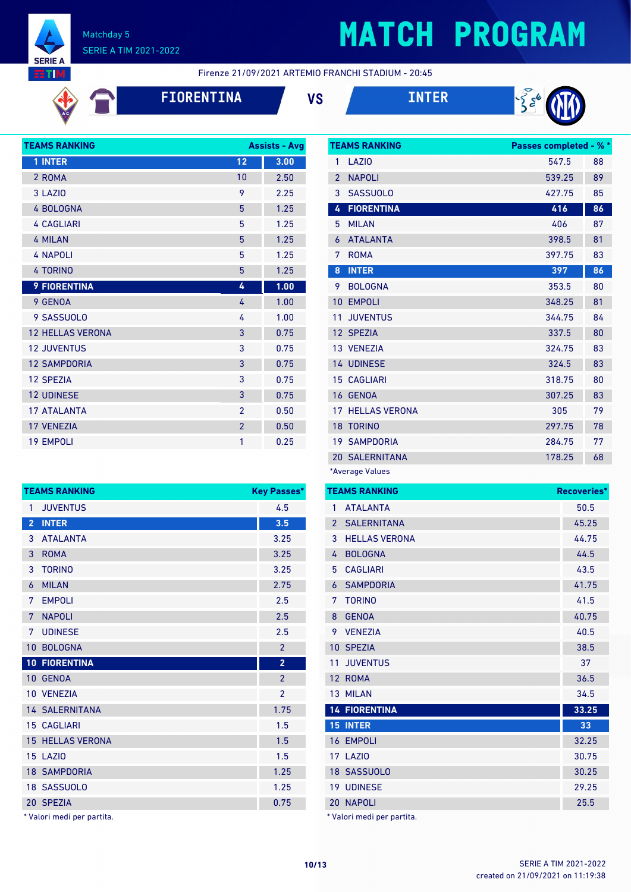Matchday 5
SERIE A TIM 2021-2022

# MATCH PROGRAM

Firenze 21/09/2021 ARTEMIO FRANCHI STADIUM - 20:45

**FIORENTINA** VS **INTER**

| TEAMS RANKING | Assists | Avg |
|---|---|---|
| 1 INTER | 12 | 3.00 |
| 2 ROMA | 10 | 2.50 |
| 3 LAZIO | 9 | 2.25 |
| 4 BOLOGNA | 5 | 1.25 |
| 4 CAGLIARI | 5 | 1.25 |
| 4 MILAN | 5 | 1.25 |
| 4 NAPOLI | 5 | 1.25 |
| 4 TORINO | 5 | 1.25 |
| 9 FIORENTINA | 4 | 1.00 |
| 9 GENOA | 4 | 1.00 |
| 9 SASSUOLO | 4 | 1.00 |
| 12 HELLAS VERONA | 3 | 0.75 |
| 12 JUVENTUS | 3 | 0.75 |
| 12 SAMPDORIA | 3 | 0.75 |
| 12 SPEZIA | 3 | 0.75 |
| 12 UDINESE | 3 | 0.75 |
| 17 ATALANTA | 2 | 0.50 |
| 17 VENEZIA | 2 | 0.50 |
| 19 EMPOLI | 1 | 0.25 |

| TEAMS RANKING | Passes completed | % * |
|---|---|---|
| 1 LAZIO | 547.5 | 88 |
| 2 NAPOLI | 539.25 | 89 |
| 3 SASSUOLO | 427.75 | 85 |
| 4 FIORENTINA | 416 | 86 |
| 5 MILAN | 406 | 87 |
| 6 ATALANTA | 398.5 | 81 |
| 7 ROMA | 397.75 | 83 |
| 8 INTER | 397 | 86 |
| 9 BOLOGNA | 353.5 | 80 |
| 10 EMPOLI | 348.25 | 81 |
| 11 JUVENTUS | 344.75 | 84 |
| 12 SPEZIA | 337.5 | 80 |
| 13 VENEZIA | 324.75 | 83 |
| 14 UDINESE | 324.5 | 83 |
| 15 CAGLIARI | 318.75 | 80 |
| 16 GENOA | 307.25 | 83 |
| 17 HELLAS VERONA | 305 | 79 |
| 18 TORINO | 297.75 | 78 |
| 19 SAMPDORIA | 284.75 | 77 |
| 20 SALERNITANA | 178.25 | 68 |

*Average Values

| TEAMS RANKING | Key Passes* |
|---|---|
| 1 JUVENTUS | 4.5 |
| 2 INTER | 3.5 |
| 3 ATALANTA | 3.25 |
| 3 ROMA | 3.25 |
| 3 TORINO | 3.25 |
| 6 MILAN | 2.75 |
| 7 EMPOLI | 2.5 |
| 7 NAPOLI | 2.5 |
| 7 UDINESE | 2.5 |
| 10 BOLOGNA | 2 |
| 10 FIORENTINA | 2 |
| 10 GENOA | 2 |
| 10 VENEZIA | 2 |
| 14 SALERNITANA | 1.75 |
| 15 CAGLIARI | 1.5 |
| 15 HELLAS VERONA | 1.5 |
| 15 LAZIO | 1.5 |
| 18 SAMPDORIA | 1.25 |
| 18 SASSUOLO | 1.25 |
| 20 SPEZIA | 0.75 |

* Valori medi per partita.

| TEAMS RANKING | Recoveries* |
|---|---|
| 1 ATALANTA | 50.5 |
| 2 SALERNITANA | 45.25 |
| 3 HELLAS VERONA | 44.75 |
| 4 BOLOGNA | 44.5 |
| 5 CAGLIARI | 43.5 |
| 6 SAMPDORIA | 41.75 |
| 7 TORINO | 41.5 |
| 8 GENOA | 40.75 |
| 9 VENEZIA | 40.5 |
| 10 SPEZIA | 38.5 |
| 11 JUVENTUS | 37 |
| 12 ROMA | 36.5 |
| 13 MILAN | 34.5 |
| 14 FIORENTINA | 33.25 |
| 15 INTER | 33 |
| 16 EMPOLI | 32.25 |
| 17 LAZIO | 30.75 |
| 18 SASSUOLO | 30.25 |
| 19 UDINESE | 29.25 |
| 20 NAPOLI | 25.5 |

* Valori medi per partita.

SERIE A TIM 2021-2022
created on 21/09/2021 on 11:19:38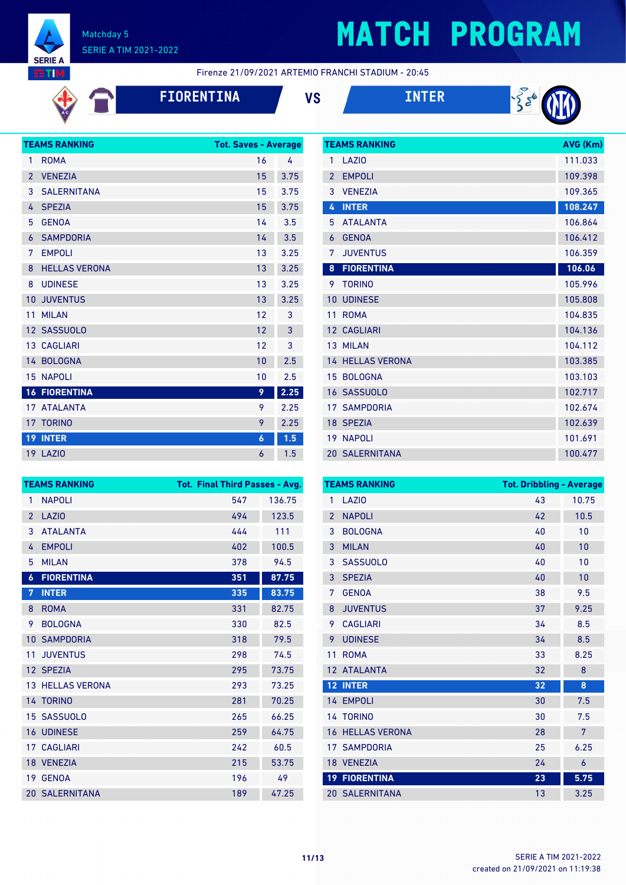# MATCH PROGRAM

Matchday 5
SERIE A TIM 2021-2022

Firenze 21/09/2021 ARTEMIO FRANCHI STADIUM - 20:45

FIORENTINA VS INTER

| TEAMS RANKING | | Tot. Saves | Average |
|---|---|---|---|
| 1 | ROMA | 16 | 4 |
| 2 | VENEZIA | 15 | 3.75 |
| 3 | SALERNITANA | 15 | 3.75 |
| 4 | SPEZIA | 15 | 3.75 |
| 5 | GENOA | 14 | 3.5 |
| 6 | SAMPDORIA | 14 | 3.5 |
| 7 | EMPOLI | 13 | 3.25 |
| 8 | HELLAS VERONA | 13 | 3.25 |
| 8 | UDINESE | 13 | 3.25 |
| 10 | JUVENTUS | 13 | 3.25 |
| 11 | MILAN | 12 | 3 |
| 12 | SASSUOLO | 12 | 3 |
| 13 | CAGLIARI | 12 | 3 |
| 14 | BOLOGNA | 10 | 2.5 |
| 15 | NAPOLI | 10 | 2.5 |
| 16 | FIORENTINA | 9 | 2.25 |
| 17 | ATALANTA | 9 | 2.25 |
| 17 | TORINO | 9 | 2.25 |
| 19 | INTER | 6 | 1.5 |
| 19 | LAZIO | 6 | 1.5 |

| TEAMS RANKING | | AVG (Km) |
|---|---|---|
| 1 | LAZIO | 111.033 |
| 2 | EMPOLI | 109.398 |
| 3 | VENEZIA | 109.365 |
| 4 | INTER | 108.247 |
| 5 | ATALANTA | 106.864 |
| 6 | GENOA | 106.412 |
| 7 | JUVENTUS | 106.359 |
| 8 | FIORENTINA | 106.06 |
| 9 | TORINO | 105.996 |
| 10 | UDINESE | 105.808 |
| 11 | ROMA | 104.835 |
| 12 | CAGLIARI | 104.136 |
| 13 | MILAN | 104.112 |
| 14 | HELLAS VERONA | 103.385 |
| 15 | BOLOGNA | 103.103 |
| 16 | SASSUOLO | 102.717 |
| 17 | SAMPDORIA | 102.674 |
| 18 | SPEZIA | 102.639 |
| 19 | NAPOLI | 101.691 |
| 20 | SALERNITANA | 100.477 |

| TEAMS RANKING | | Tot. Final Third Passes | Avg. |
|---|---|---|---|
| 1 | NAPOLI | 547 | 136.75 |
| 2 | LAZIO | 494 | 123.5 |
| 3 | ATALANTA | 444 | 111 |
| 4 | EMPOLI | 402 | 100.5 |
| 5 | MILAN | 378 | 94.5 |
| 6 | FIORENTINA | 351 | 87.75 |
| 7 | INTER | 335 | 83.75 |
| 8 | ROMA | 331 | 82.75 |
| 9 | BOLOGNA | 330 | 82.5 |
| 10 | SAMPDORIA | 318 | 79.5 |
| 11 | JUVENTUS | 298 | 74.5 |
| 12 | SPEZIA | 295 | 73.75 |
| 13 | HELLAS VERONA | 293 | 73.25 |
| 14 | TORINO | 281 | 70.25 |
| 15 | SASSUOLO | 265 | 66.25 |
| 16 | UDINESE | 259 | 64.75 |
| 17 | CAGLIARI | 242 | 60.5 |
| 18 | VENEZIA | 215 | 53.75 |
| 19 | GENOA | 196 | 49 |
| 20 | SALERNITANA | 189 | 47.25 |

| TEAMS RANKING | | Tot. Dribbling | Average |
|---|---|---|---|
| 1 | LAZIO | 43 | 10.75 |
| 2 | NAPOLI | 42 | 10.5 |
| 3 | BOLOGNA | 40 | 10 |
| 3 | MILAN | 40 | 10 |
| 3 | SASSUOLO | 40 | 10 |
| 3 | SPEZIA | 40 | 10 |
| 7 | GENOA | 38 | 9.5 |
| 8 | JUVENTUS | 37 | 9.25 |
| 9 | CAGLIARI | 34 | 8.5 |
| 9 | UDINESE | 34 | 8.5 |
| 11 | ROMA | 33 | 8.25 |
| 12 | ATALANTA | 32 | 8 |
| 12 | INTER | 32 | 8 |
| 14 | EMPOLI | 30 | 7.5 |
| 14 | TORINO | 30 | 7.5 |
| 16 | HELLAS VERONA | 28 | 7 |
| 17 | SAMPDORIA | 25 | 6.25 |
| 18 | VENEZIA | 24 | 6 |
| 19 | FIORENTINA | 23 | 5.75 |
| 20 | SALERNITANA | 13 | 3.25 |

SERIE A TIM 2021-2022
created on 21/09/2021 on 11:19:38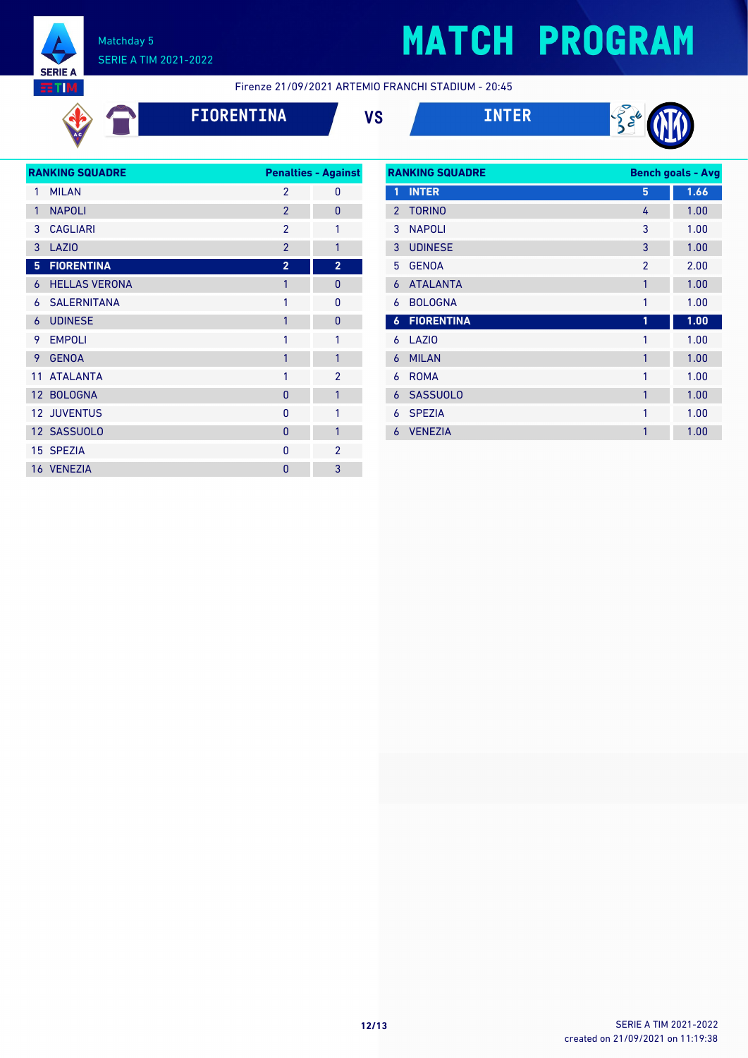# MATCH PROGRAM

Matchday 5
SERIE A TIM 2021-2022

Firenze 21/09/2021 ARTEMIO FRANCHI STADIUM - 20:45

**FIORENTINA** VS **INTER**

| RANKING SQUADRE | | Penalties | Against |
|---|---|---|---|
| 1 | MILAN | 2 | 0 |
| 1 | NAPOLI | 2 | 0 |
| 3 | CAGLIARI | 2 | 1 |
| 3 | LAZIO | 2 | 1 |
| **5** | **FIORENTINA** | **2** | **2** |
| 6 | HELLAS VERONA | 1 | 0 |
| 6 | SALERNITANA | 1 | 0 |
| 6 | UDINESE | 1 | 0 |
| 9 | EMPOLI | 1 | 1 |
| 9 | GENOA | 1 | 1 |
| 11 | ATALANTA | 1 | 2 |
| 12 | BOLOGNA | 0 | 1 |
| 12 | JUVENTUS | 0 | 1 |
| 12 | SASSUOLO | 0 | 1 |
| 15 | SPEZIA | 0 | 2 |
| 16 | VENEZIA | 0 | 3 |

| RANKING SQUADRE | | Bench goals | Avg |
|---|---|---|---|
| **1** | **INTER** | **5** | **1.66** |
| 2 | TORINO | 4 | 1.00 |
| 3 | NAPOLI | 3 | 1.00 |
| 3 | UDINESE | 3 | 1.00 |
| 5 | GENOA | 2 | 2.00 |
| 6 | ATALANTA | 1 | 1.00 |
| 6 | BOLOGNA | 1 | 1.00 |
| **6** | **FIORENTINA** | **1** | **1.00** |
| 6 | LAZIO | 1 | 1.00 |
| 6 | MILAN | 1 | 1.00 |
| 6 | ROMA | 1 | 1.00 |
| 6 | SASSUOLO | 1 | 1.00 |
| 6 | SPEZIA | 1 | 1.00 |
| 6 | VENEZIA | 1 | 1.00 |

SERIE A TIM 2021-2022
created on 21/09/2021 on 11:19:38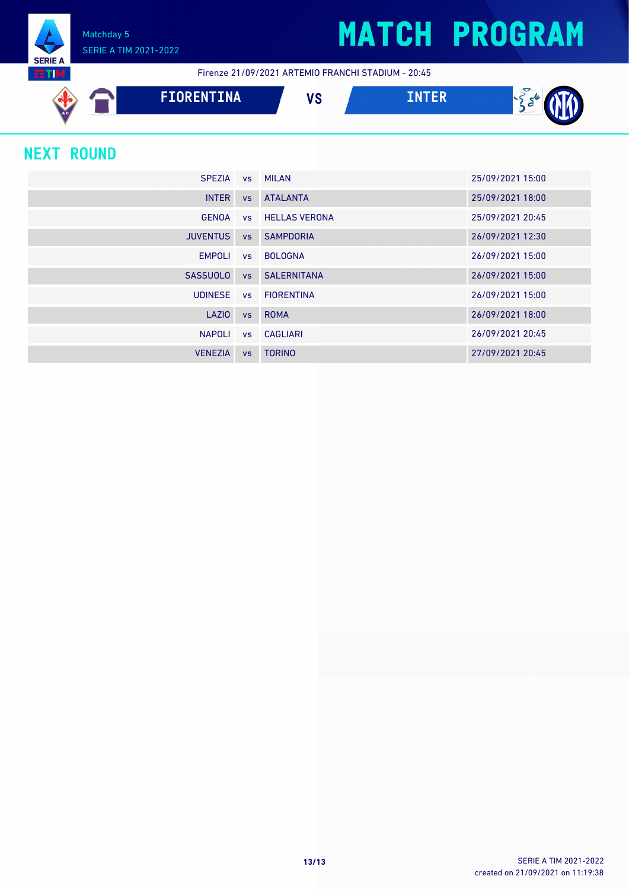# MATCH PROGRAM

Matchday 5
SERIE A TIM 2021-2022

Firenze 21/09/2021 ARTEMIO FRANCHI STADIUM - 20:45

FIORENTINA VS INTER

## NEXT ROUND

| | | | |
|---|---|---|---|
| SPEZIA | vs | MILAN | 25/09/2021 15:00 |
| INTER | vs | ATALANTA | 25/09/2021 18:00 |
| GENOA | vs | HELLAS VERONA | 25/09/2021 20:45 |
| JUVENTUS | vs | SAMPDORIA | 26/09/2021 12:30 |
| EMPOLI | vs | BOLOGNA | 26/09/2021 15:00 |
| SASSUOLO | vs | SALERNITANA | 26/09/2021 15:00 |
| UDINESE | vs | FIORENTINA | 26/09/2021 15:00 |
| LAZIO | vs | ROMA | 26/09/2021 18:00 |
| NAPOLI | vs | CAGLIARI | 26/09/2021 20:45 |
| VENEZIA | vs | TORINO | 27/09/2021 20:45 |

SERIE A TIM 2021-2022
created on 21/09/2021 on 11:19:38